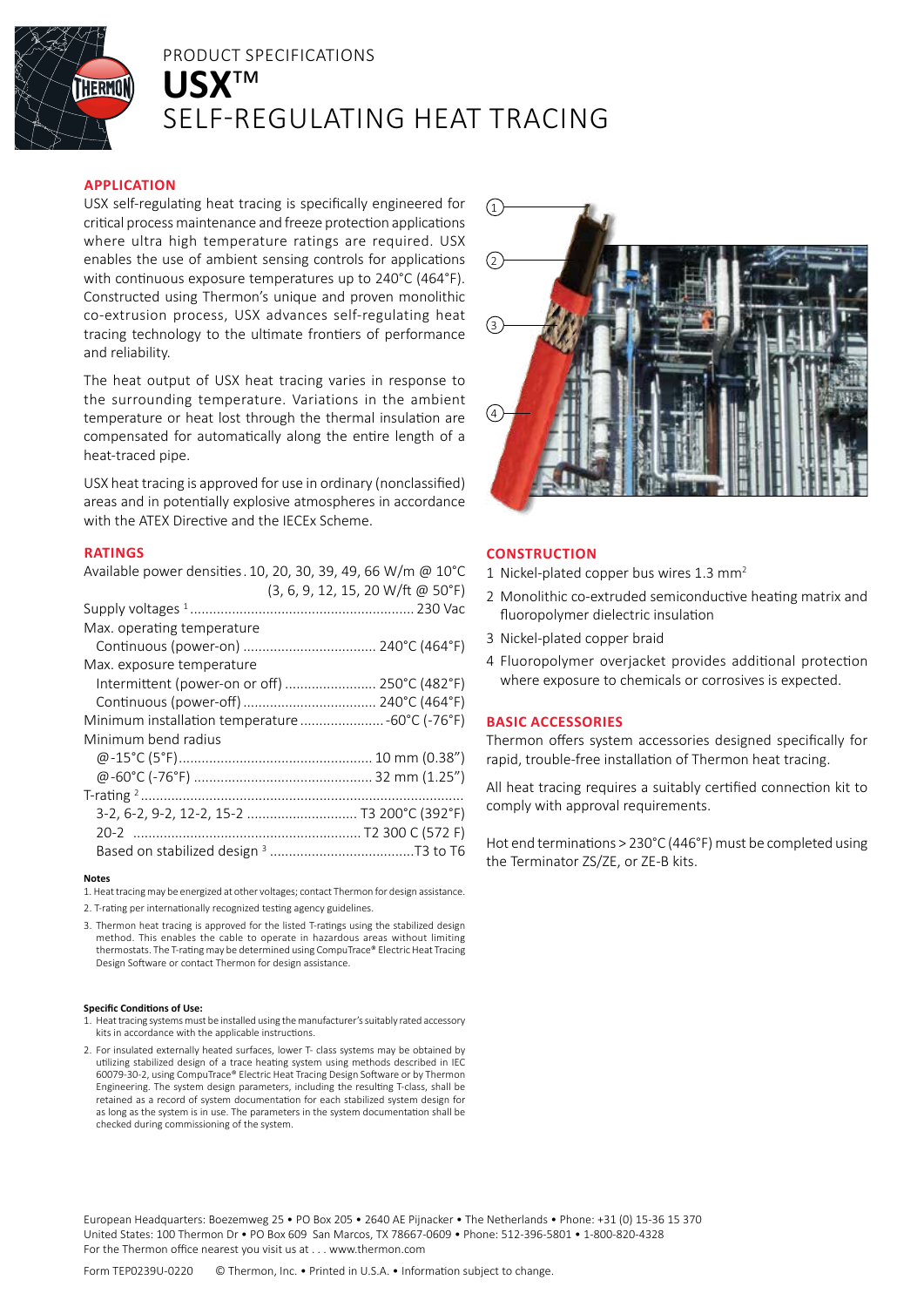PRODUCT SPECIFICATIONS

# USX™

# SELF-REGULATING HEAT TRACING

## APPLICATION

USX self-regulating heat tracing is specifically engineered for critical process maintenance and freeze protection applications where ultra high temperature ratings are required. USX enables the use of ambient sensing controls for applications with continuous exposure temperatures up to 240°C (464°F). Constructed using Thermon's unique and proven monolithic co-extrusion process, USX advances self-regulating heat tracing technology to the ultimate frontiers of performance and reliability.

The heat output of USX heat tracing varies in response to the surrounding temperature. Variations in the ambient temperature or heat lost through the thermal insulation are compensated for automatically along the entire length of a heat-traced pipe.

USX heat tracing is approved for use in ordinary (nonclassified) areas and in potentially explosive atmospheres in accordance with the ATEX Directive and the IECEx Scheme.

## RATINGS

Available power densities . 10, 20, 30, 39, 49, 66 W/m @ 10°C (3, 6, 9, 12, 15, 20 W/ft @ 50°F)

Supply voltages [1] ........................................................... 230 Vac

Max. operating temperature
- Continuous (power-on) ................................... 240°C (464°F)

Max. exposure temperature
- Intermittent (power-on or off) ........................ 250°C (482°F)
- Continuous (power-off) ................................... 240°C (464°F)

Minimum installation temperature ...................... -60°C (-76°F)

Minimum bend radius
- @-15°C (5°F)................................................... 10 mm (0.38")
- @-60°C (-76°F) .............................................. 32 mm (1.25")

T-rating [2] ....................................................................................
- 3-2, 6-2, 9-2, 12-2, 15-2 ............................. T3 200°C (392°F)
- 20-2 ............................................................ T2 300 C (572 F)
- Based on stabilized design [3] ......................................T3 to T6

**Notes**

1. Heat tracing may be energized at other voltages; contact Thermon for design assistance.
2. T-rating per internationally recognized testing agency guidelines.
3. Thermon heat tracing is approved for the listed T-ratings using the stabilized design method. This enables the cable to operate in hazardous areas without limiting thermostats. The T-rating may be determined using CompuTrace® Electric Heat Tracing Design Software or contact Thermon for design assistance.

**Specific Conditions of Use:**

1. Heat tracing systems must be installed using the manufacturer's suitably rated accessory kits in accordance with the applicable instructions.
2. For insulated externally heated surfaces, lower T- class systems may be obtained by utilizing stabilized design of a trace heating system using methods described in IEC 60079-30-2, using CompuTrace® Electric Heat Tracing Design Software or by Thermon Engineering. The system design parameters, including the resulting T-class, shall be retained as a record of system documentation for each stabilized system design for as long as the system is in use. The parameters in the system documentation shall be checked during commissioning of the system.

## CONSTRUCTION

1. Nickel-plated copper bus wires 1.3 $mm^2$
2. Monolithic co-extruded semiconductive heating matrix and fluoropolymer dielectric insulation
3. Nickel-plated copper braid
4. Fluoropolymer overjacket provides additional protection where exposure to chemicals or corrosives is expected.

## BASIC ACCESSORIES

Thermon offers system accessories designed specifically for rapid, trouble-free installation of Thermon heat tracing.

All heat tracing requires a suitably certified connection kit to comply with approval requirements.

Hot end terminations > 230°C (446°F) must be completed using the Terminator ZS/ZE, or ZE-B kits.

European Headquarters: Boezemweg 25 • PO Box 205 • 2640 AE Pijnacker • The Netherlands • Phone: +31 (0) 15-36 15 370
United States: 100 Thermon Dr • PO Box 609 San Marcos, TX 78667-0609 • Phone: 512-396-5801 • 1-800-820-4328
For the Thermon office nearest you visit us at . . . www.thermon.com

Form TEP0239U-0220 © Thermon, Inc. • Printed in U.S.A. • Information subject to change.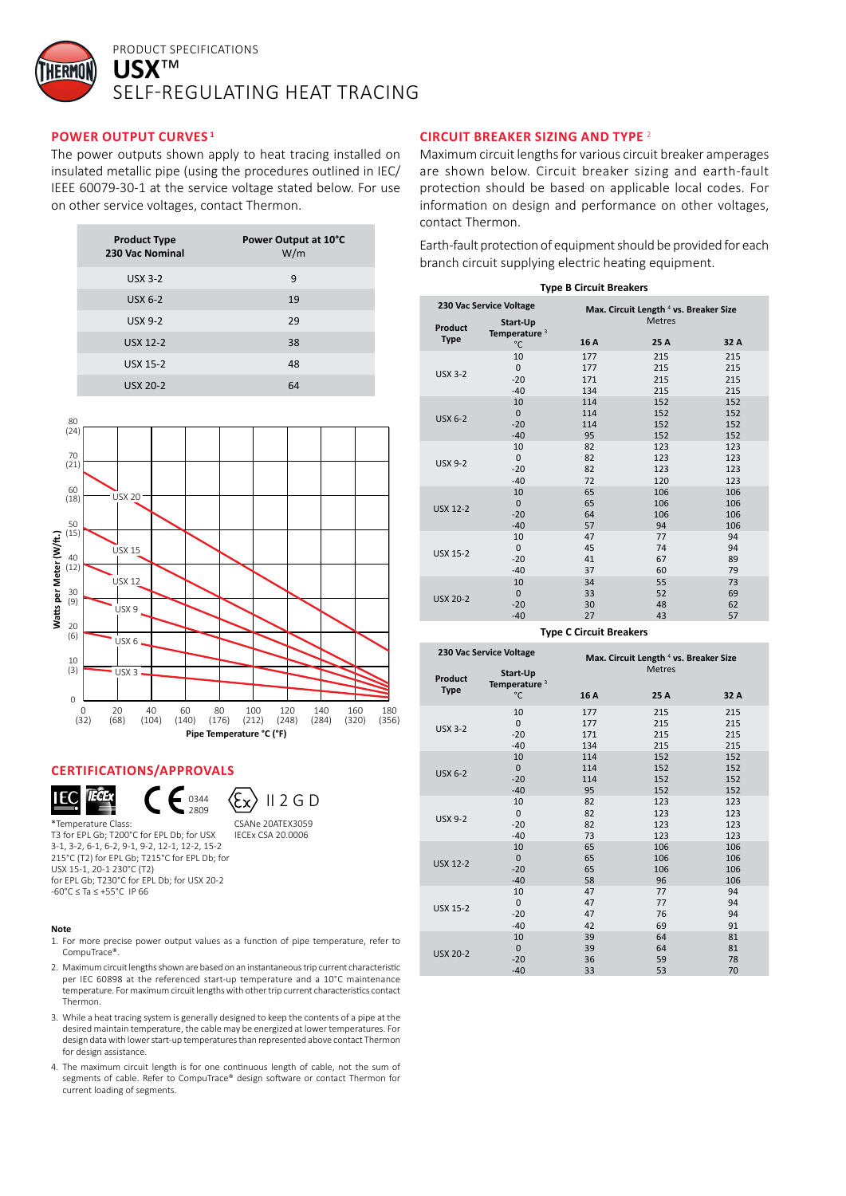PRODUCT SPECIFICATIONS

# USX™ SELF-REGULATING HEAT TRACING

## POWER OUTPUT CURVES [1]

The power outputs shown apply to heat tracing installed on insulated metallic pipe (using the procedures outlined in IEC/ IEEE 60079-30-1 at the service voltage stated below. For use on other service voltages, contact Thermon.

| Product Type 230 Vac Nominal | Power Output at 10°C W/m |
|---|---|
| USX 3-2 | 9 |
| USX 6-2 | 19 |
| USX 9-2 | 29 |
| USX 12-2 | 38 |
| USX 15-2 | 48 |
| USX 20-2 | 64 |

Watts per Meter (W/ft.)

80 (24)
70 (21)
60 (18)
50 (15)
40 (12)
30 (9)
20 (6)
10 (3)
0

USX 20
USX 15
USX 12
USX 9
USX 6
USX 3

0 (32) 20 (68) 40 (104) 60 (140) 80 (176) 100 (212) 120 (248) 140 (284) 160 (320) 180 (356)

Pipe Temperature °C (°F)

## CERTIFICATIONS/APPROVALS

IEC IECEx CE 0344 2809 Ex II 2 G D

*Temperature Class:
T3 for EPL Gb; T200°C for EPL Db; for USX 3-1, 3-2, 6-1, 6-2, 9-1, 9-2, 12-1, 12-2, 15-2
215°C (T2) for EPL Gb; T215°C for EPL Db; for USX 15-1, 20-1 230°C (T2)
for EPL Gb; T230°C for EPL Db; for USX 20-2
-60°C ≤ Ta ≤ +55°C IP 66

CSANe 20ATEX3059
IECEx CSA 20.0006

## CIRCUIT BREAKER SIZING AND TYPE [2]

Maximum circuit lengths for various circuit breaker amperages are shown below. Circuit breaker sizing and earth-fault protection should be based on applicable local codes. For information on design and performance on other voltages, contact Thermon.

Earth-fault protection of equipment should be provided for each branch circuit supplying electric heating equipment.

**Type B Circuit Breakers**

| 230 Vac Service Voltage | | Max. Circuit Length [4] vs. Breaker Size Metres | | |
|---|---|---|---|---|
| Product Type | Start-Up Temperature [3] °C | 16 A | 25 A | 32 A |
| USX 3-2 | 10 | 177 | 215 | 215 |
| | 0 | 177 | 215 | 215 |
| | -20 | 171 | 215 | 215 |
| | -40 | 134 | 215 | 215 |
| USX 6-2 | 10 | 114 | 152 | 152 |
| | 0 | 114 | 152 | 152 |
| | -20 | 114 | 152 | 152 |
| | -40 | 95 | 152 | 152 |
| USX 9-2 | 10 | 82 | 123 | 123 |
| | 0 | 82 | 123 | 123 |
| | -20 | 82 | 123 | 123 |
| | -40 | 72 | 120 | 123 |
| USX 12-2 | 10 | 65 | 106 | 106 |
| | 0 | 65 | 106 | 106 |
| | -20 | 64 | 106 | 106 |
| | -40 | 57 | 94 | 106 |
| USX 15-2 | 10 | 47 | 77 | 94 |
| | 0 | 45 | 74 | 94 |
| | -20 | 41 | 67 | 89 |
| | -40 | 37 | 60 | 79 |
| USX 20-2 | 10 | 34 | 55 | 73 |
| | 0 | 33 | 52 | 69 |
| | -20 | 30 | 48 | 62 |
| | -40 | 27 | 43 | 57 |

**Type C Circuit Breakers**

| 230 Vac Service Voltage | | Max. Circuit Length [4] vs. Breaker Size Metres | | |
|---|---|---|---|---|
| Product Type | Start-Up Temperature [3] °C | 16 A | 25 A | 32 A |
| USX 3-2 | 10 | 177 | 215 | 215 |
| | 0 | 177 | 215 | 215 |
| | -20 | 171 | 215 | 215 |
| | -40 | 134 | 215 | 215 |
| USX 6-2 | 10 | 114 | 152 | 152 |
| | 0 | 114 | 152 | 152 |
| | -20 | 114 | 152 | 152 |
| | -40 | 95 | 152 | 152 |
| USX 9-2 | 10 | 82 | 123 | 123 |
| | 0 | 82 | 123 | 123 |
| | -20 | 82 | 123 | 123 |
| | -40 | 73 | 123 | 123 |
| USX 12-2 | 10 | 65 | 106 | 106 |
| | 0 | 65 | 106 | 106 |
| | -20 | 65 | 106 | 106 |
| | -40 | 58 | 96 | 106 |
| USX 15-2 | 10 | 47 | 77 | 94 |
| | 0 | 47 | 77 | 94 |
| | -20 | 47 | 76 | 94 |
| | -40 | 42 | 69 | 91 |
| USX 20-2 | 10 | 39 | 64 | 81 |
| | 0 | 39 | 64 | 81 |
| | -20 | 36 | 59 | 78 |
| | -40 | 33 | 53 | 70 |

#### Note

1. For more precise power output values as a function of pipe temperature, refer to CompuTrace®.
2. Maximum circuit lengths shown are based on an instantaneous trip current characteristic per IEC 60898 at the referenced start-up temperature and a 10°C maintenance temperature. For maximum circuit lengths with other trip current characteristics contact Thermon.
3. While a heat tracing system is generally designed to keep the contents of a pipe at the desired maintain temperature, the cable may be energized at lower temperatures. For design data with lower start-up temperatures than represented above contact Thermon for design assistance.
4. The maximum circuit length is for one continuous length of cable, not the sum of segments of cable. Refer to CompuTrace® design software or contact Thermon for current loading of segments.